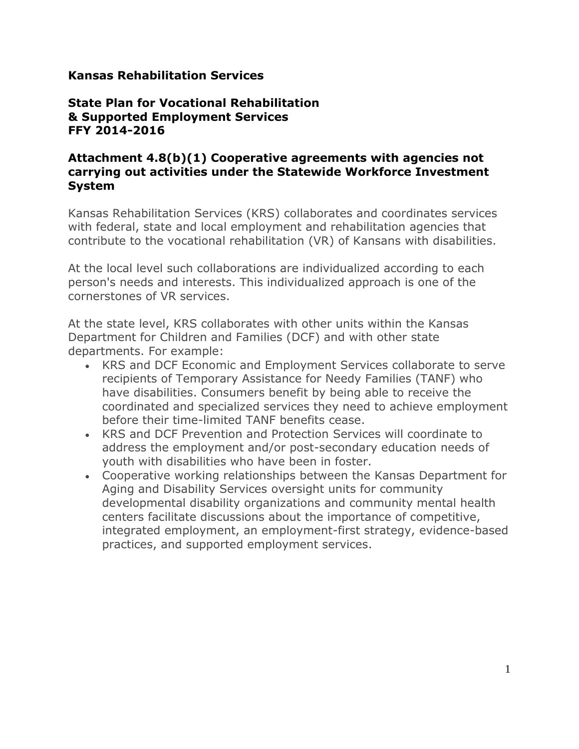**Kansas Rehabilitation Services**

**State Plan for Vocational Rehabilitation & Supported Employment Services FFY 2014-2016**

## Attachment 4.8(b)(1) Cooperative agreements with agencies not carrying out activities under the Statewide Workforce Investment System

Kansas Rehabilitation Services (KRS) collaborates and coordinates services with federal, state and local employment and rehabilitation agencies that contribute to the vocational rehabilitation (VR) of Kansans with disabilities.

At the local level such collaborations are individualized according to each person's needs and interests. This individualized approach is one of the cornerstones of VR services.

At the state level, KRS collaborates with other units within the Kansas Department for Children and Families (DCF) and with other state departments. For example:

- KRS and DCF Economic and Employment Services collaborate to serve recipients of Temporary Assistance for Needy Families (TANF) who have disabilities. Consumers benefit by being able to receive the coordinated and specialized services they need to achieve employment before their time-limited TANF benefits cease.
- KRS and DCF Prevention and Protection Services will coordinate to address the employment and/or post-secondary education needs of youth with disabilities who have been in foster.
- Cooperative working relationships between the Kansas Department for Aging and Disability Services oversight units for community developmental disability organizations and community mental health centers facilitate discussions about the importance of competitive, integrated employment, an employment-first strategy, evidence-based practices, and supported employment services.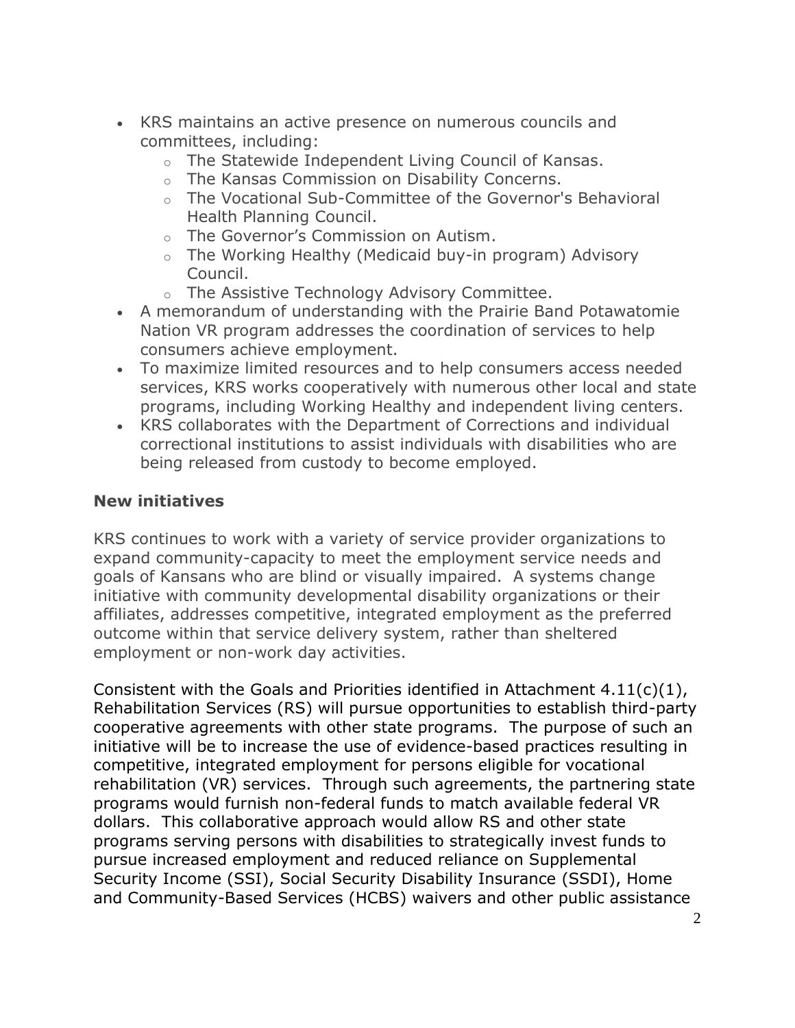- KRS maintains an active presence on numerous councils and committees, including:
    - The Statewide Independent Living Council of Kansas.
    - The Kansas Commission on Disability Concerns.
    - The Vocational Sub-Committee of the Governor's Behavioral Health Planning Council.
    - The Governor's Commission on Autism.
    - The Working Healthy (Medicaid buy-in program) Advisory Council.
    - The Assistive Technology Advisory Committee.
- A memorandum of understanding with the Prairie Band Potawatomie Nation VR program addresses the coordination of services to help consumers achieve employment.
- To maximize limited resources and to help consumers access needed services, KRS works cooperatively with numerous other local and state programs, including Working Healthy and independent living centers.
- KRS collaborates with the Department of Corrections and individual correctional institutions to assist individuals with disabilities who are being released from custody to become employed.

**New initiatives**

KRS continues to work with a variety of service provider organizations to expand community-capacity to meet the employment service needs and goals of Kansans who are blind or visually impaired. A systems change initiative with community developmental disability organizations or their affiliates, addresses competitive, integrated employment as the preferred outcome within that service delivery system, rather than sheltered employment or non-work day activities.

Consistent with the Goals and Priorities identified in Attachment 4.11(c)(1), Rehabilitation Services (RS) will pursue opportunities to establish third-party cooperative agreements with other state programs. The purpose of such an initiative will be to increase the use of evidence-based practices resulting in competitive, integrated employment for persons eligible for vocational rehabilitation (VR) services. Through such agreements, the partnering state programs would furnish non-federal funds to match available federal VR dollars. This collaborative approach would allow RS and other state programs serving persons with disabilities to strategically invest funds to pursue increased employment and reduced reliance on Supplemental Security Income (SSI), Social Security Disability Insurance (SSDI), Home and Community-Based Services (HCBS) waivers and other public assistance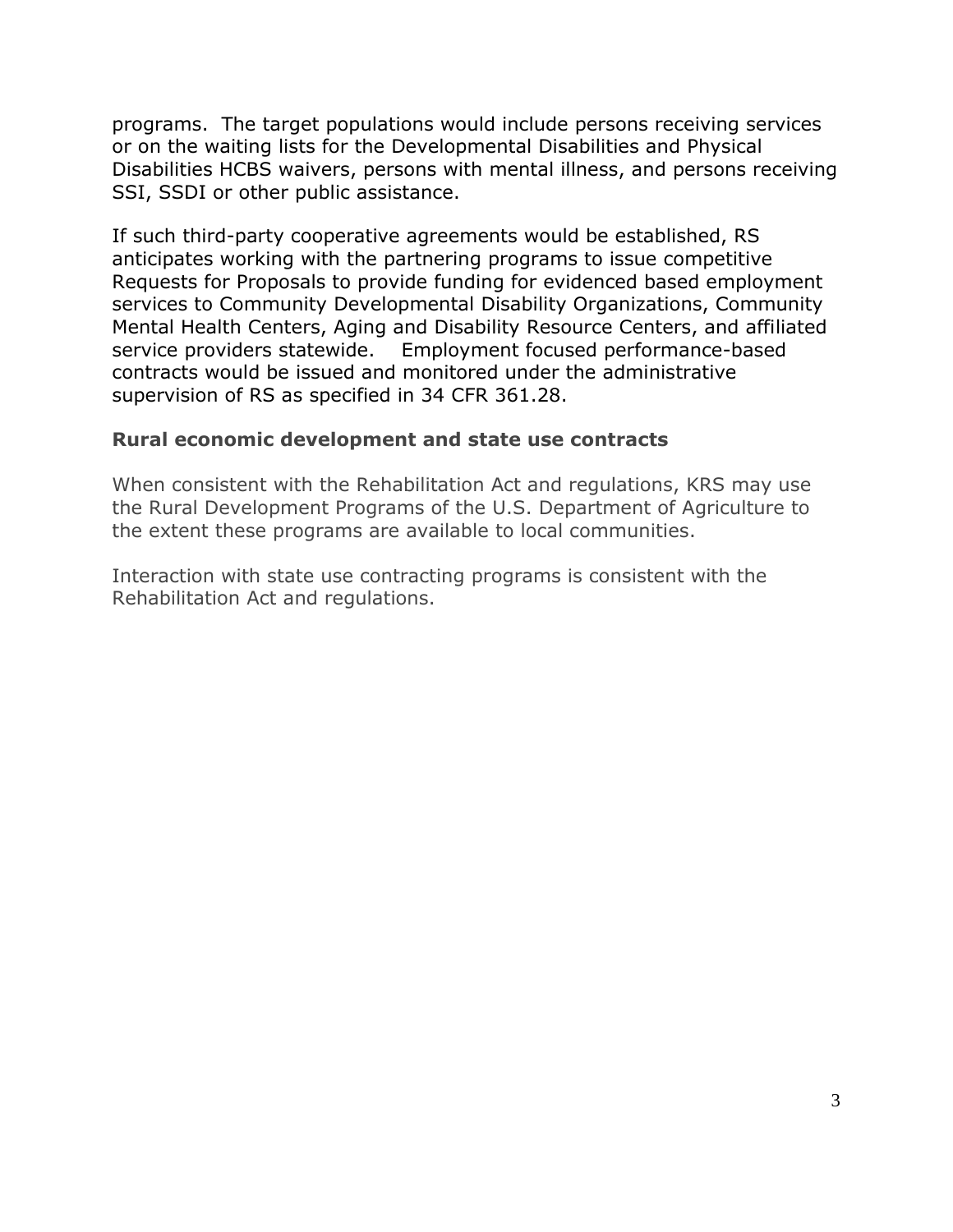programs. The target populations would include persons receiving services or on the waiting lists for the Developmental Disabilities and Physical Disabilities HCBS waivers, persons with mental illness, and persons receiving SSI, SSDI or other public assistance.

If such third-party cooperative agreements would be established, RS anticipates working with the partnering programs to issue competitive Requests for Proposals to provide funding for evidenced based employment services to Community Developmental Disability Organizations, Community Mental Health Centers, Aging and Disability Resource Centers, and affiliated service providers statewide. Employment focused performance-based contracts would be issued and monitored under the administrative supervision of RS as specified in 34 CFR 361.28.

### Rural economic development and state use contracts

When consistent with the Rehabilitation Act and regulations, KRS may use the Rural Development Programs of the U.S. Department of Agriculture to the extent these programs are available to local communities.

Interaction with state use contracting programs is consistent with the Rehabilitation Act and regulations.